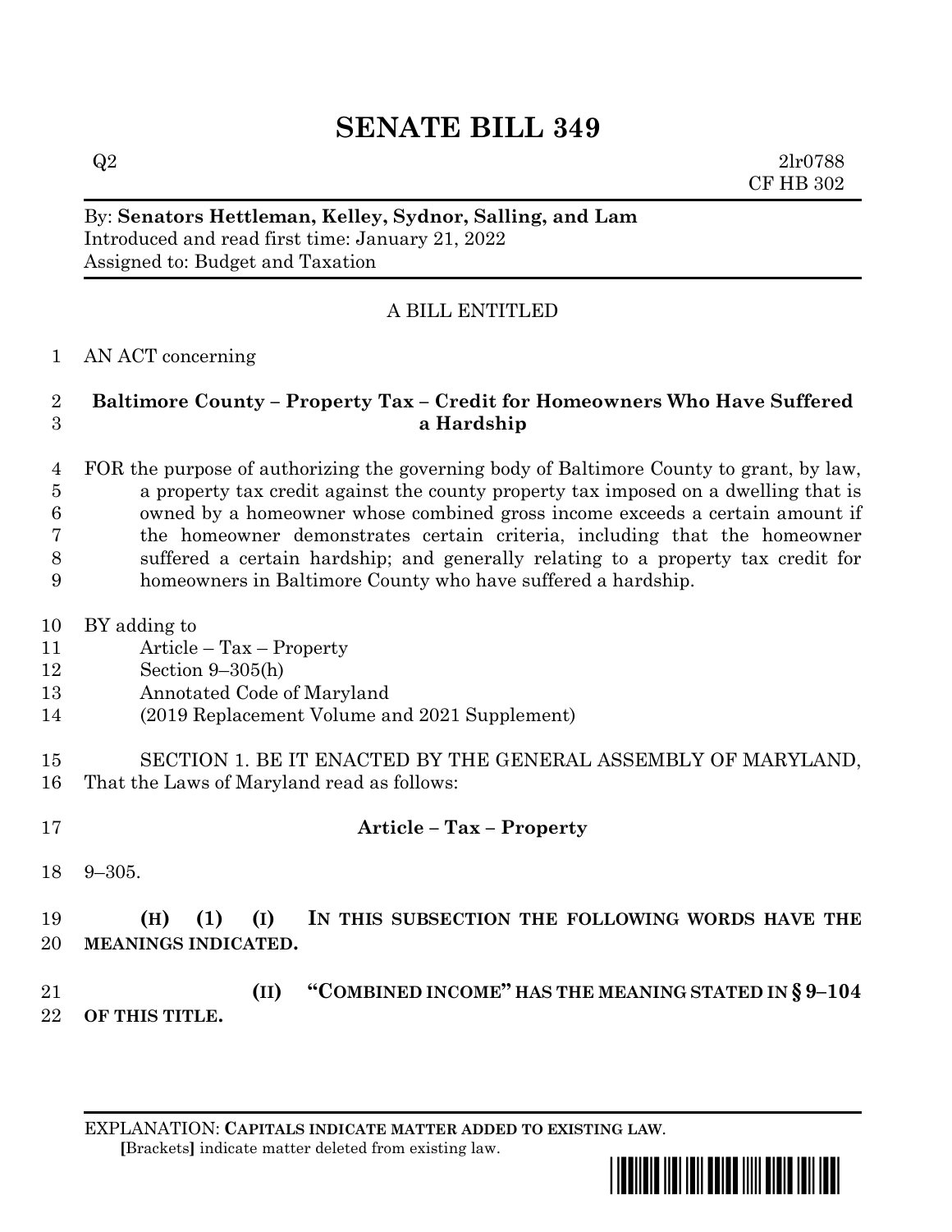# SENATE BILL 349

Q2 2lr0788
CF HB 302

By: **Senators Hettleman, Kelley, Sydnor, Salling, and Lam**
Introduced and read first time: January 21, 2022
Assigned to: Budget and Taxation

A BILL ENTITLED

1 AN ACT concerning

2 **Baltimore County – Property Tax – Credit for Homeowners Who Have Suffered**
3 **a Hardship**

4 FOR the purpose of authorizing the governing body of Baltimore County to grant, by law,
5 a property tax credit against the county property tax imposed on a dwelling that is
6 owned by a homeowner whose combined gross income exceeds a certain amount if
7 the homeowner demonstrates certain criteria, including that the homeowner
8 suffered a certain hardship; and generally relating to a property tax credit for
9 homeowners in Baltimore County who have suffered a hardship.

10 BY adding to
11 Article – Tax – Property
12 Section 9–305(h)
13 Annotated Code of Maryland
14 (2019 Replacement Volume and 2021 Supplement)

15 SECTION 1. BE IT ENACTED BY THE GENERAL ASSEMBLY OF MARYLAND,
16 That the Laws of Maryland read as follows:

17 **Article – Tax – Property**

18 9–305.

19 **(H) (1) (I) IN THIS SUBSECTION THE FOLLOWING WORDS HAVE THE**
20 **MEANINGS INDICATED.**

21 **(II) "COMBINED INCOME" HAS THE MEANING STATED IN § 9–104**
22 **OF THIS TITLE.**

EXPLANATION: **CAPITALS INDICATE MATTER ADDED TO EXISTING LAW.**
**[**Brackets**]** indicate matter deleted from existing law.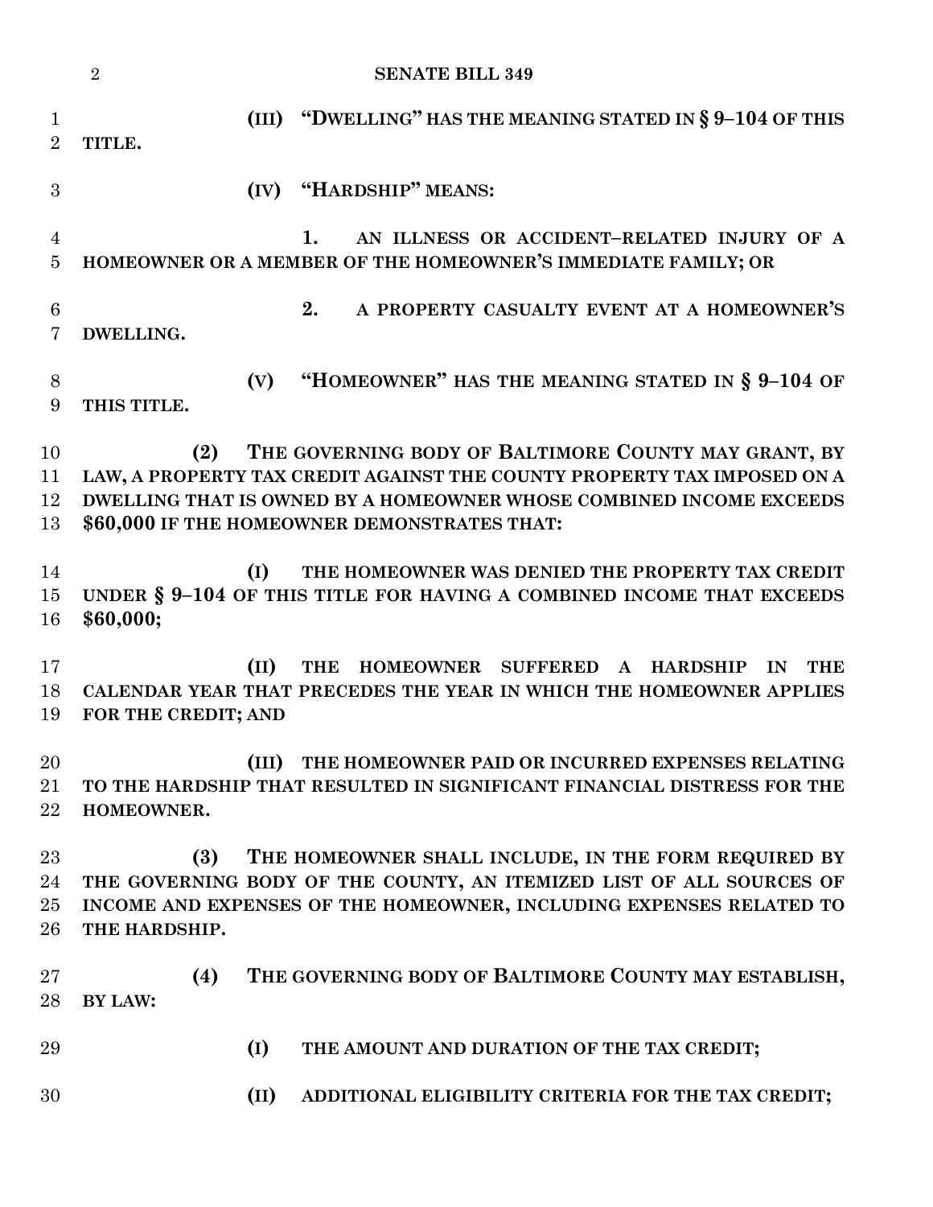**(III) "DWELLING" HAS THE MEANING STATED IN § 9–104 OF THIS TITLE.**

**(IV) "HARDSHIP" MEANS:**

**1. AN ILLNESS OR ACCIDENT–RELATED INJURY OF A HOMEOWNER OR A MEMBER OF THE HOMEOWNER'S IMMEDIATE FAMILY; OR**

**2. A PROPERTY CASUALTY EVENT AT A HOMEOWNER'S DWELLING.**

**(V) "HOMEOWNER" HAS THE MEANING STATED IN § 9–104 OF THIS TITLE.**

**(2) THE GOVERNING BODY OF BALTIMORE COUNTY MAY GRANT, BY LAW, A PROPERTY TAX CREDIT AGAINST THE COUNTY PROPERTY TAX IMPOSED ON A DWELLING THAT IS OWNED BY A HOMEOWNER WHOSE COMBINED INCOME EXCEEDS $60,000 IF THE HOMEOWNER DEMONSTRATES THAT:**

**(I) THE HOMEOWNER WAS DENIED THE PROPERTY TAX CREDIT UNDER § 9–104 OF THIS TITLE FOR HAVING A COMBINED INCOME THAT EXCEEDS $60,000;**

**(II) THE HOMEOWNER SUFFERED A HARDSHIP IN THE CALENDAR YEAR THAT PRECEDES THE YEAR IN WHICH THE HOMEOWNER APPLIES FOR THE CREDIT; AND**

**(III) THE HOMEOWNER PAID OR INCURRED EXPENSES RELATING TO THE HARDSHIP THAT RESULTED IN SIGNIFICANT FINANCIAL DISTRESS FOR THE HOMEOWNER.**

**(3) THE HOMEOWNER SHALL INCLUDE, IN THE FORM REQUIRED BY THE GOVERNING BODY OF THE COUNTY, AN ITEMIZED LIST OF ALL SOURCES OF INCOME AND EXPENSES OF THE HOMEOWNER, INCLUDING EXPENSES RELATED TO THE HARDSHIP.**

**(4) THE GOVERNING BODY OF BALTIMORE COUNTY MAY ESTABLISH, BY LAW:**

**(I) THE AMOUNT AND DURATION OF THE TAX CREDIT;**

**(II) ADDITIONAL ELIGIBILITY CRITERIA FOR THE TAX CREDIT;**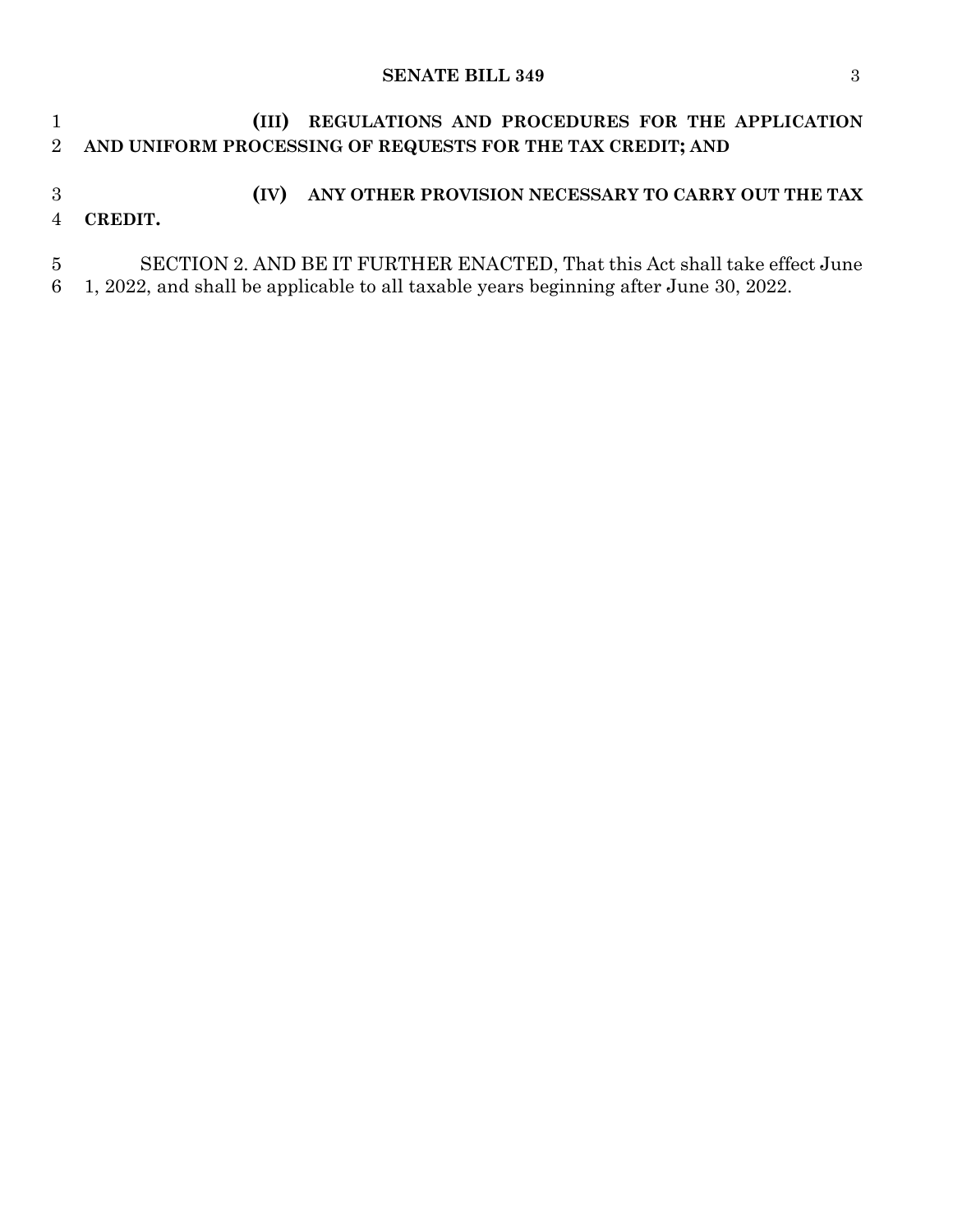**(III) REGULATIONS AND PROCEDURES FOR THE APPLICATION AND UNIFORM PROCESSING OF REQUESTS FOR THE TAX CREDIT; AND**

**(IV) ANY OTHER PROVISION NECESSARY TO CARRY OUT THE TAX CREDIT.**

SECTION 2. AND BE IT FURTHER ENACTED, That this Act shall take effect June 1, 2022, and shall be applicable to all taxable years beginning after June 30, 2022.